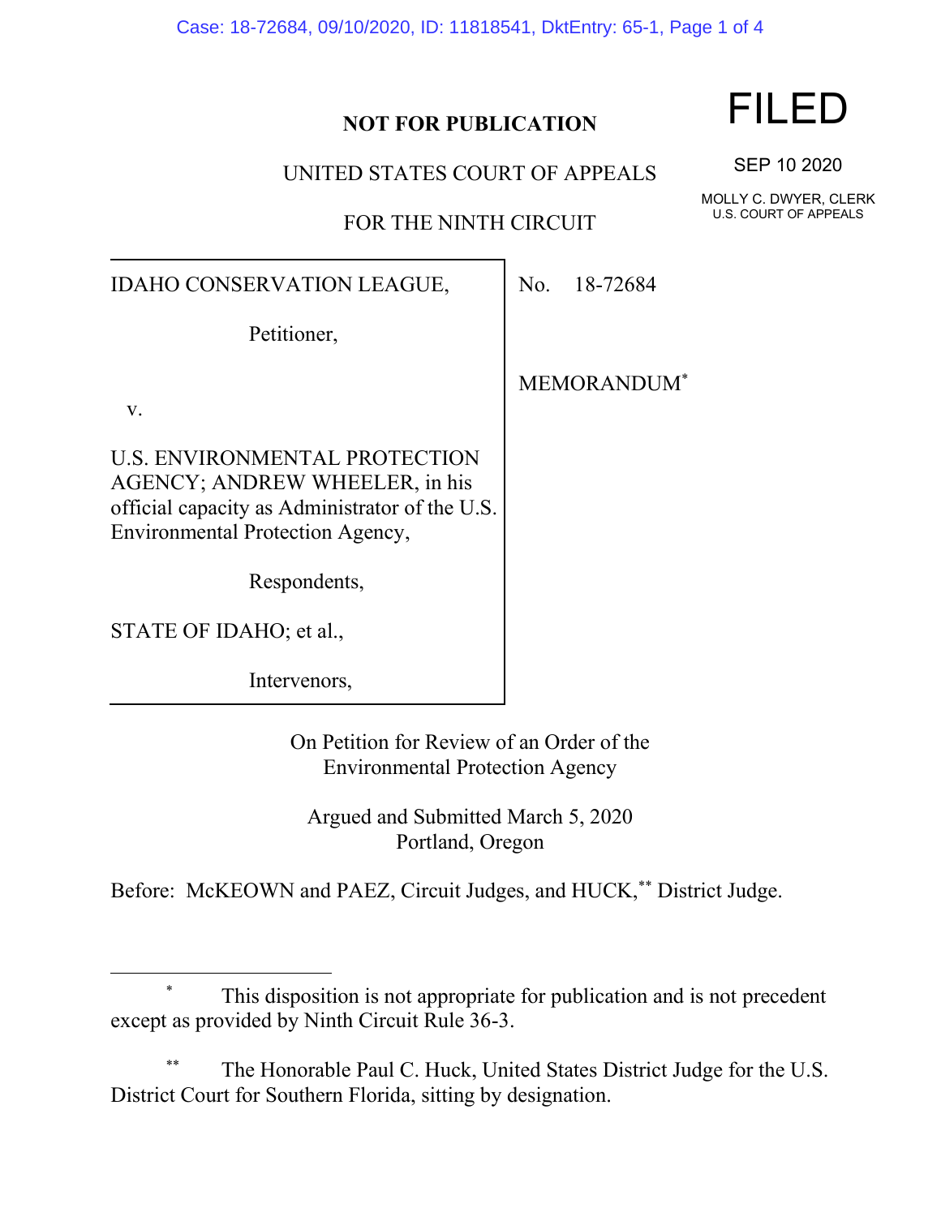**NOT FOR PUBLICATION**

FILED

SEP 10 2020

MOLLY C. DWYER, CLERK
U.S. COURT OF APPEALS

UNITED STATES COURT OF APPEALS

FOR THE NINTH CIRCUIT

| | |
|---|---|
| IDAHO CONSERVATION LEAGUE,<br><br>Petitioner,<br><br>v.<br><br>U.S. ENVIRONMENTAL PROTECTION AGENCY; ANDREW WHEELER, in his official capacity as Administrator of the U.S. Environmental Protection Agency,<br><br>Respondents,<br><br>STATE OF IDAHO; et al.,<br><br>Intervenors, | No. 18-72684<br><br>MEMORANDUM[*] |

On Petition for Review of an Order of the Environmental Protection Agency

Argued and Submitted March 5, 2020
Portland, Oregon

Before: McKEOWN and PAEZ, Circuit Judges, and HUCK,[**] District Judge.

---

[*] This disposition is not appropriate for publication and is not precedent except as provided by Ninth Circuit Rule 36-3.

[**] The Honorable Paul C. Huck, United States District Judge for the U.S. District Court for Southern Florida, sitting by designation.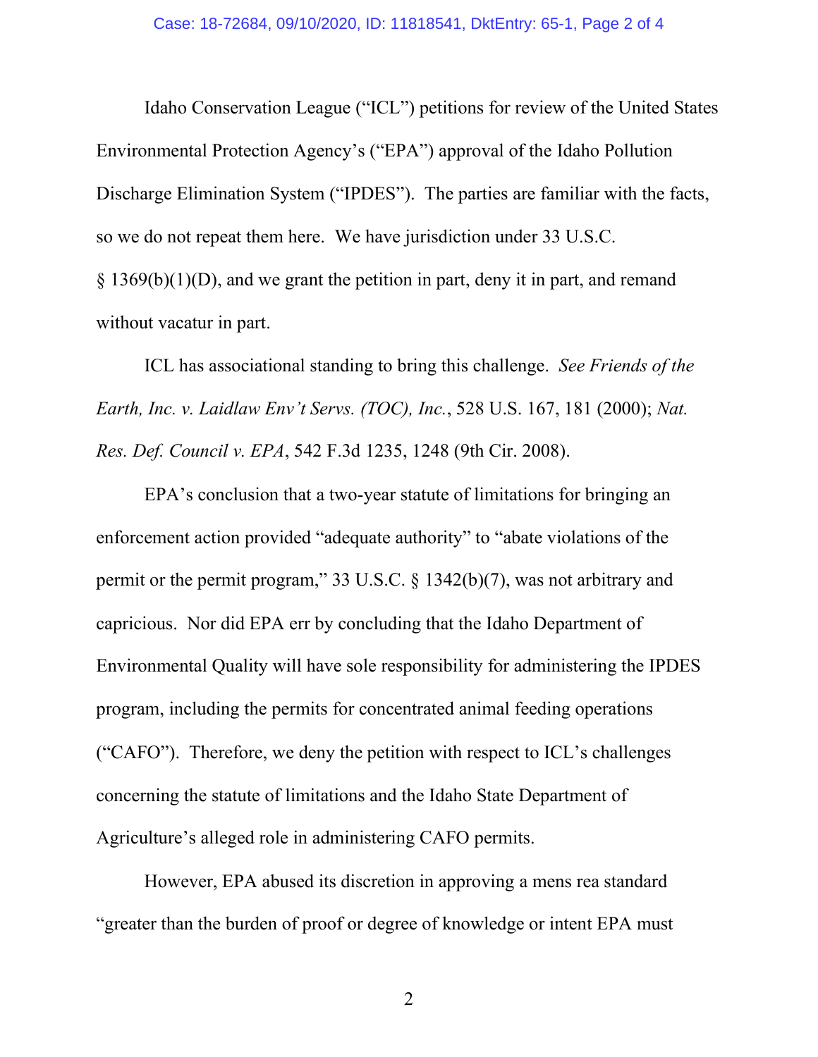Idaho Conservation League ("ICL") petitions for review of the United States Environmental Protection Agency's ("EPA") approval of the Idaho Pollution Discharge Elimination System ("IPDES"). The parties are familiar with the facts, so we do not repeat them here. We have jurisdiction under 33 U.S.C. § 1369(b)(1)(D), and we grant the petition in part, deny it in part, and remand without vacatur in part.

ICL has associational standing to bring this challenge. *See Friends of the Earth, Inc. v. Laidlaw Env't Servs. (TOC), Inc.*, 528 U.S. 167, 181 (2000); *Nat. Res. Def. Council v. EPA*, 542 F.3d 1235, 1248 (9th Cir. 2008).

EPA's conclusion that a two-year statute of limitations for bringing an enforcement action provided "adequate authority" to "abate violations of the permit or the permit program," 33 U.S.C. § 1342(b)(7), was not arbitrary and capricious. Nor did EPA err by concluding that the Idaho Department of Environmental Quality will have sole responsibility for administering the IPDES program, including the permits for concentrated animal feeding operations ("CAFO"). Therefore, we deny the petition with respect to ICL's challenges concerning the statute of limitations and the Idaho State Department of Agriculture's alleged role in administering CAFO permits.

However, EPA abused its discretion in approving a mens rea standard "greater than the burden of proof or degree of knowledge or intent EPA must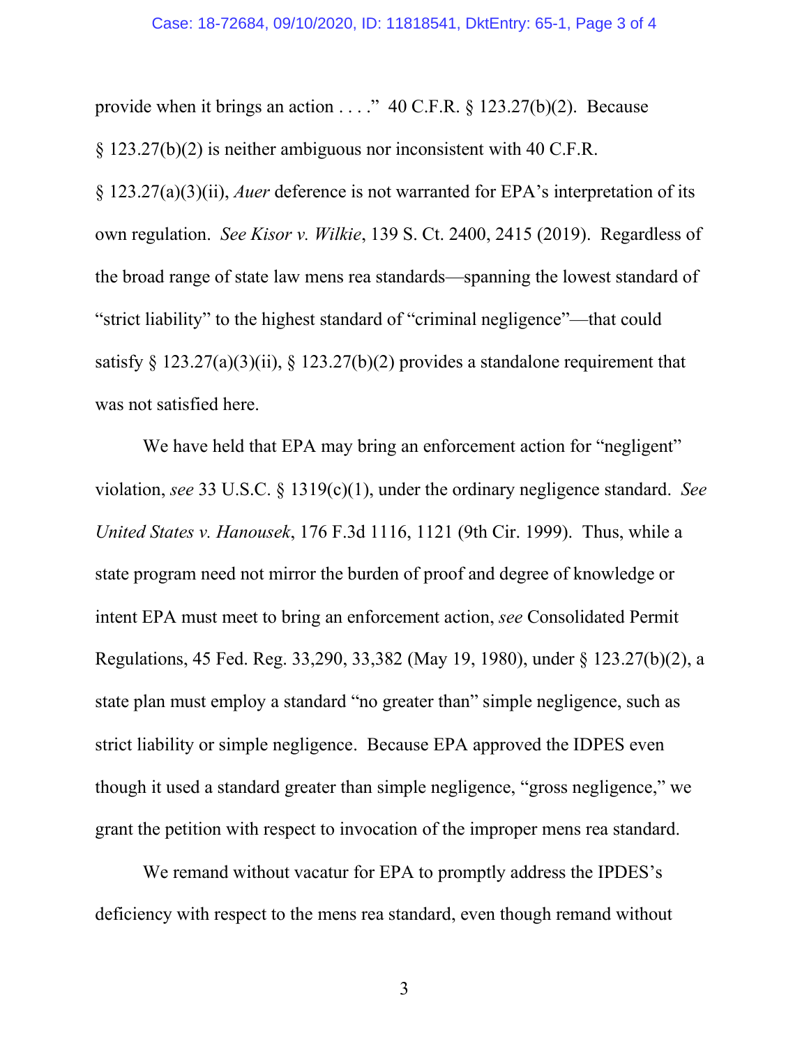provide when it brings an action . . . ." 40 C.F.R. § 123.27(b)(2). Because § 123.27(b)(2) is neither ambiguous nor inconsistent with 40 C.F.R. § 123.27(a)(3)(ii), *Auer* deference is not warranted for EPA's interpretation of its own regulation. *See Kisor v. Wilkie*, 139 S. Ct. 2400, 2415 (2019). Regardless of the broad range of state law mens rea standards—spanning the lowest standard of "strict liability" to the highest standard of "criminal negligence"—that could satisfy § 123.27(a)(3)(ii), § 123.27(b)(2) provides a standalone requirement that was not satisfied here.

We have held that EPA may bring an enforcement action for "negligent" violation, *see* 33 U.S.C. § 1319(c)(1), under the ordinary negligence standard. *See United States v. Hanousek*, 176 F.3d 1116, 1121 (9th Cir. 1999). Thus, while a state program need not mirror the burden of proof and degree of knowledge or intent EPA must meet to bring an enforcement action, *see* Consolidated Permit Regulations, 45 Fed. Reg. 33,290, 33,382 (May 19, 1980), under § 123.27(b)(2), a state plan must employ a standard "no greater than" simple negligence, such as strict liability or simple negligence. Because EPA approved the IDPES even though it used a standard greater than simple negligence, "gross negligence," we grant the petition with respect to invocation of the improper mens rea standard.

We remand without vacatur for EPA to promptly address the IPDES's deficiency with respect to the mens rea standard, even though remand without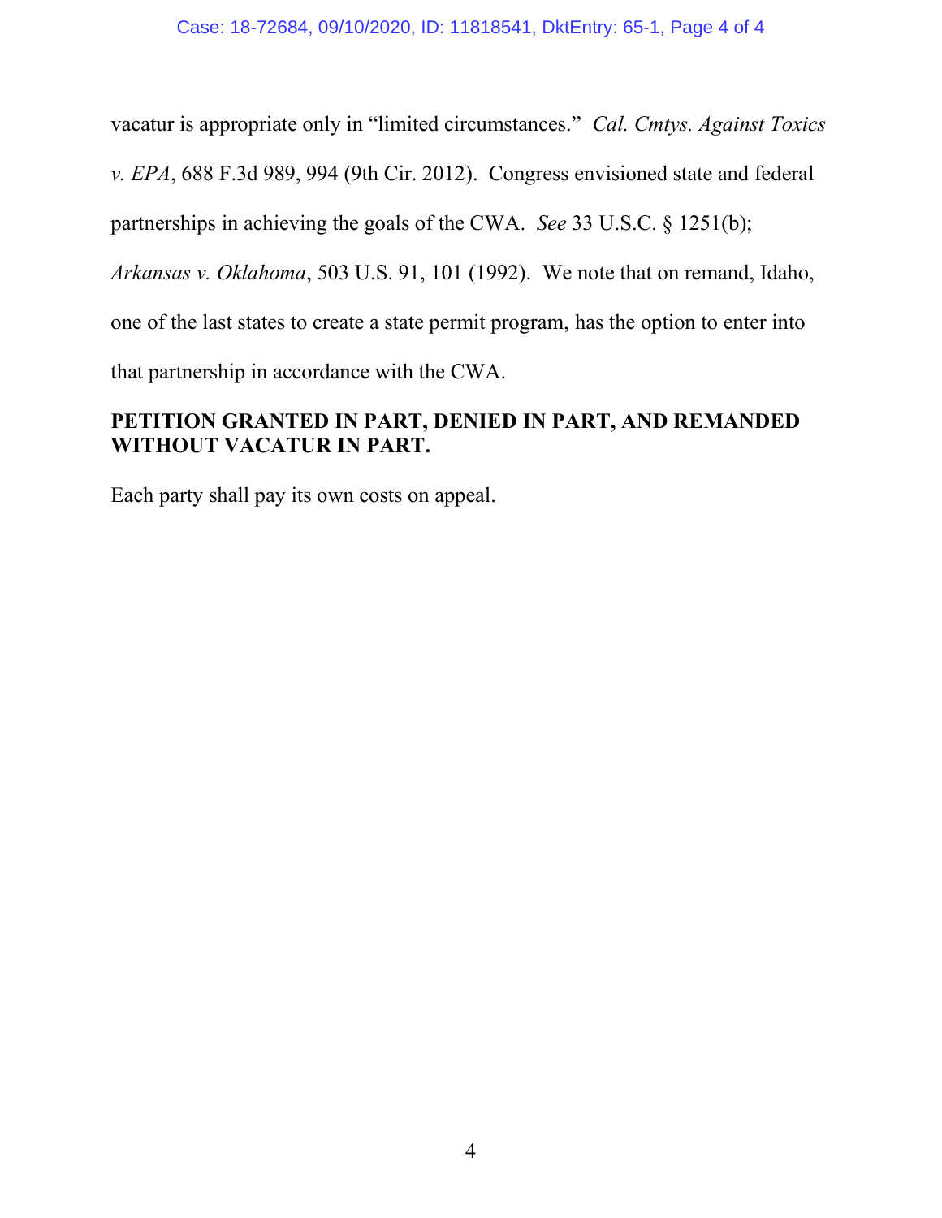vacatur is appropriate only in "limited circumstances." *Cal. Cmtys. Against Toxics v. EPA*, 688 F.3d 989, 994 (9th Cir. 2012). Congress envisioned state and federal partnerships in achieving the goals of the CWA. *See* 33 U.S.C. § 1251(b); *Arkansas v. Oklahoma*, 503 U.S. 91, 101 (1992). We note that on remand, Idaho, one of the last states to create a state permit program, has the option to enter into that partnership in accordance with the CWA.

**PETITION GRANTED IN PART, DENIED IN PART, AND REMANDED WITHOUT VACATUR IN PART.**

Each party shall pay its own costs on appeal.